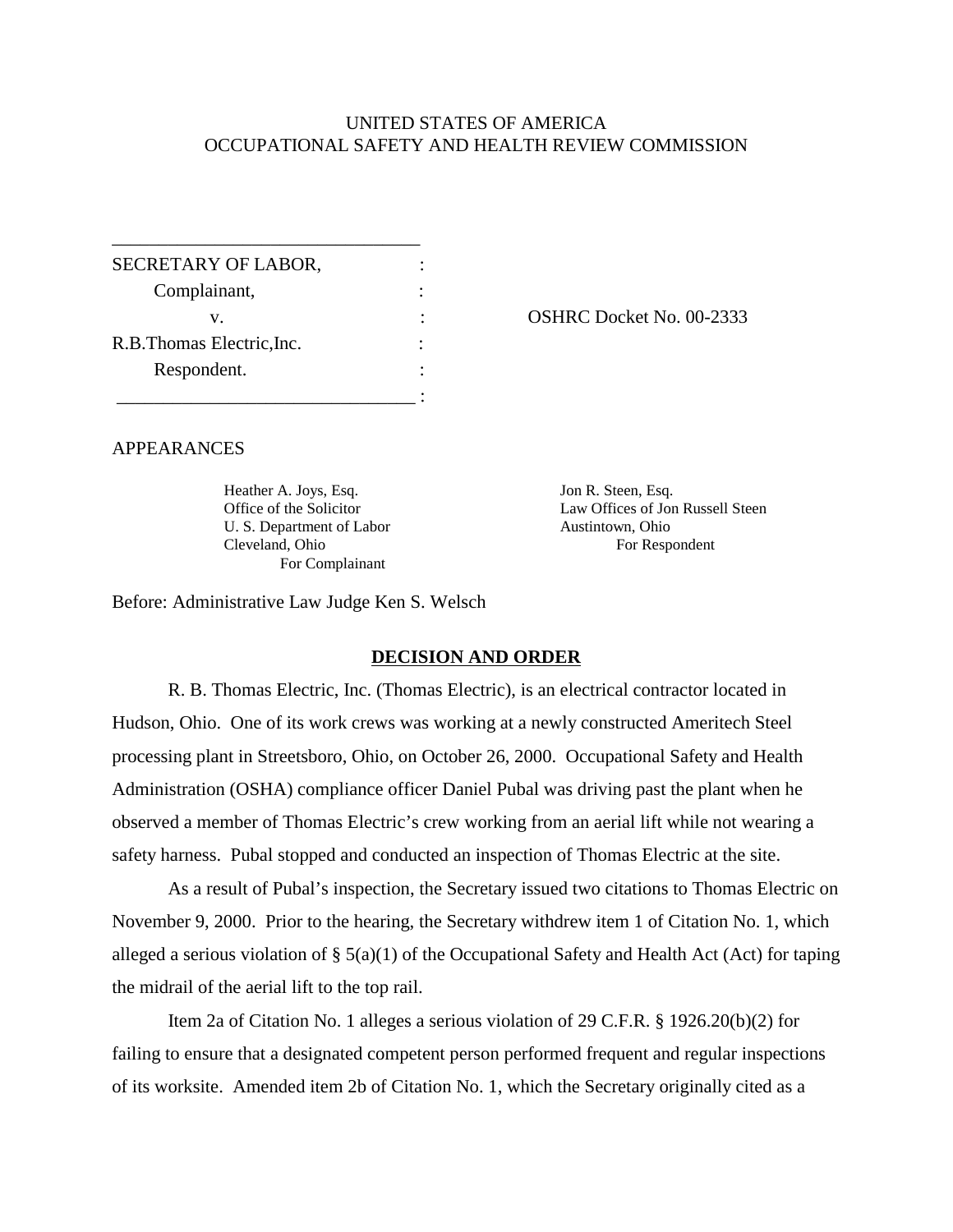UNITED STATES OF AMERICA
OCCUPATIONAL SAFETY AND HEALTH REVIEW COMMISSION

| | | |
|---|---|---|
| SECRETARY OF LABOR, | : | |
| Complainant, | : | |
| v. | : | OSHRC Docket No. 00-2333 |
| R.B.Thomas Electric,Inc. | : | |
| Respondent. | : | |

APPEARANCES

Heather A. Joys, Esq.
Office of the Solicitor
U. S. Department of Labor
Cleveland, Ohio
For Complainant

Jon R. Steen, Esq.
Law Offices of Jon Russell Steen
Austintown, Ohio
For Respondent

Before: Administrative Law Judge Ken S. Welsch

## DECISION AND ORDER

R. B. Thomas Electric, Inc. (Thomas Electric), is an electrical contractor located in Hudson, Ohio. One of its work crews was working at a newly constructed Ameritech Steel processing plant in Streetsboro, Ohio, on October 26, 2000. Occupational Safety and Health Administration (OSHA) compliance officer Daniel Pubal was driving past the plant when he observed a member of Thomas Electric's crew working from an aerial lift while not wearing a safety harness. Pubal stopped and conducted an inspection of Thomas Electric at the site.

As a result of Pubal's inspection, the Secretary issued two citations to Thomas Electric on November 9, 2000. Prior to the hearing, the Secretary withdrew item 1 of Citation No. 1, which alleged a serious violation of § 5(a)(1) of the Occupational Safety and Health Act (Act) for taping the midrail of the aerial lift to the top rail.

Item 2a of Citation No. 1 alleges a serious violation of 29 C.F.R. § 1926.20(b)(2) for failing to ensure that a designated competent person performed frequent and regular inspections of its worksite. Amended item 2b of Citation No. 1, which the Secretary originally cited as a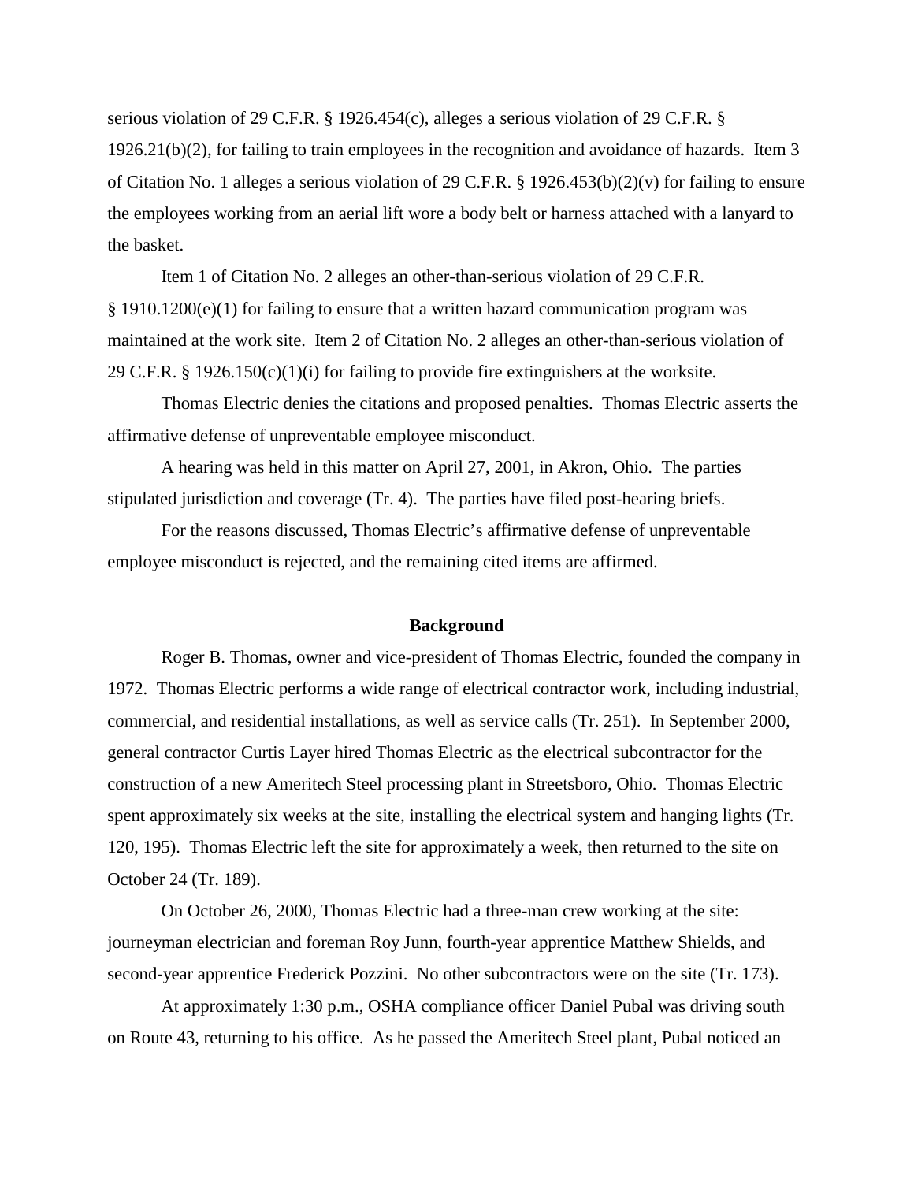serious violation of 29 C.F.R. § 1926.454(c), alleges a serious violation of 29 C.F.R. § 1926.21(b)(2), for failing to train employees in the recognition and avoidance of hazards. Item 3 of Citation No. 1 alleges a serious violation of 29 C.F.R. § 1926.453(b)(2)(v) for failing to ensure the employees working from an aerial lift wore a body belt or harness attached with a lanyard to the basket.

Item 1 of Citation No. 2 alleges an other-than-serious violation of 29 C.F.R. § 1910.1200(e)(1) for failing to ensure that a written hazard communication program was maintained at the work site. Item 2 of Citation No. 2 alleges an other-than-serious violation of 29 C.F.R. § 1926.150(c)(1)(i) for failing to provide fire extinguishers at the worksite.

Thomas Electric denies the citations and proposed penalties. Thomas Electric asserts the affirmative defense of unpreventable employee misconduct.

A hearing was held in this matter on April 27, 2001, in Akron, Ohio. The parties stipulated jurisdiction and coverage (Tr. 4). The parties have filed post-hearing briefs.

For the reasons discussed, Thomas Electric's affirmative defense of unpreventable employee misconduct is rejected, and the remaining cited items are affirmed.

## Background

Roger B. Thomas, owner and vice-president of Thomas Electric, founded the company in 1972. Thomas Electric performs a wide range of electrical contractor work, including industrial, commercial, and residential installations, as well as service calls (Tr. 251). In September 2000, general contractor Curtis Layer hired Thomas Electric as the electrical subcontractor for the construction of a new Ameritech Steel processing plant in Streetsboro, Ohio. Thomas Electric spent approximately six weeks at the site, installing the electrical system and hanging lights (Tr. 120, 195). Thomas Electric left the site for approximately a week, then returned to the site on October 24 (Tr. 189).

On October 26, 2000, Thomas Electric had a three-man crew working at the site: journeyman electrician and foreman Roy Junn, fourth-year apprentice Matthew Shields, and second-year apprentice Frederick Pozzini. No other subcontractors were on the site (Tr. 173).

At approximately 1:30 p.m., OSHA compliance officer Daniel Pubal was driving south on Route 43, returning to his office. As he passed the Ameritech Steel plant, Pubal noticed an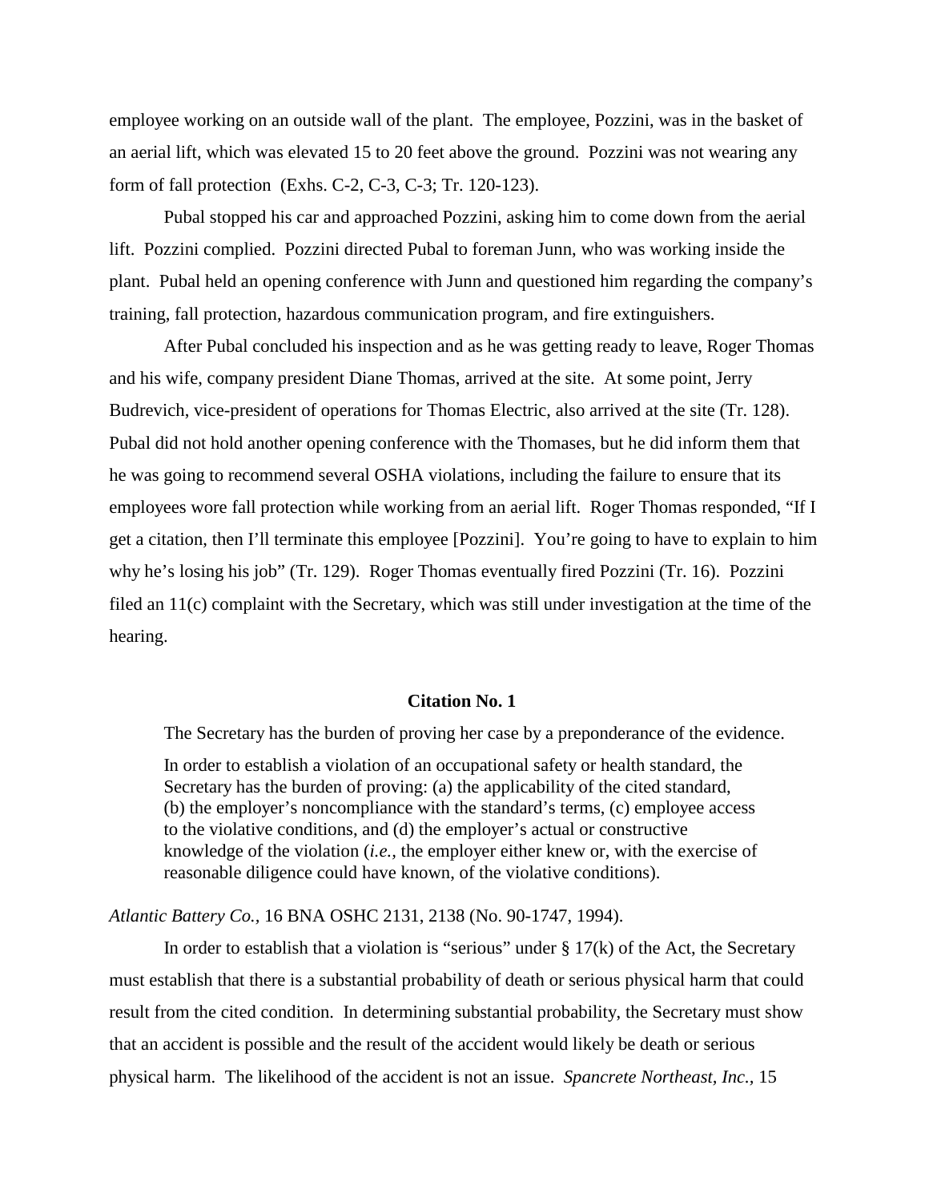employee working on an outside wall of the plant. The employee, Pozzini, was in the basket of an aerial lift, which was elevated 15 to 20 feet above the ground. Pozzini was not wearing any form of fall protection (Exhs. C-2, C-3, C-3; Tr. 120-123).

Pubal stopped his car and approached Pozzini, asking him to come down from the aerial lift. Pozzini complied. Pozzini directed Pubal to foreman Junn, who was working inside the plant. Pubal held an opening conference with Junn and questioned him regarding the company's training, fall protection, hazardous communication program, and fire extinguishers.

After Pubal concluded his inspection and as he was getting ready to leave, Roger Thomas and his wife, company president Diane Thomas, arrived at the site. At some point, Jerry Budrevich, vice-president of operations for Thomas Electric, also arrived at the site (Tr. 128). Pubal did not hold another opening conference with the Thomases, but he did inform them that he was going to recommend several OSHA violations, including the failure to ensure that its employees wore fall protection while working from an aerial lift. Roger Thomas responded, "If I get a citation, then I'll terminate this employee [Pozzini]. You're going to have to explain to him why he's losing his job" (Tr. 129). Roger Thomas eventually fired Pozzini (Tr. 16). Pozzini filed an 11(c) complaint with the Secretary, which was still under investigation at the time of the hearing.

**Citation No. 1**

The Secretary has the burden of proving her case by a preponderance of the evidence.

> In order to establish a violation of an occupational safety or health standard, the Secretary has the burden of proving: (a) the applicability of the cited standard, (b) the employer's noncompliance with the standard's terms, (c) employee access to the violative conditions, and (d) the employer's actual or constructive knowledge of the violation (*i.e.,* the employer either knew or, with the exercise of reasonable diligence could have known, of the violative conditions).

*Atlantic Battery Co.,* 16 BNA OSHC 2131, 2138 (No. 90-1747, 1994).

In order to establish that a violation is "serious" under § 17(k) of the Act, the Secretary must establish that there is a substantial probability of death or serious physical harm that could result from the cited condition. In determining substantial probability, the Secretary must show that an accident is possible and the result of the accident would likely be death or serious physical harm. The likelihood of the accident is not an issue. *Spancrete Northeast, Inc.,* 15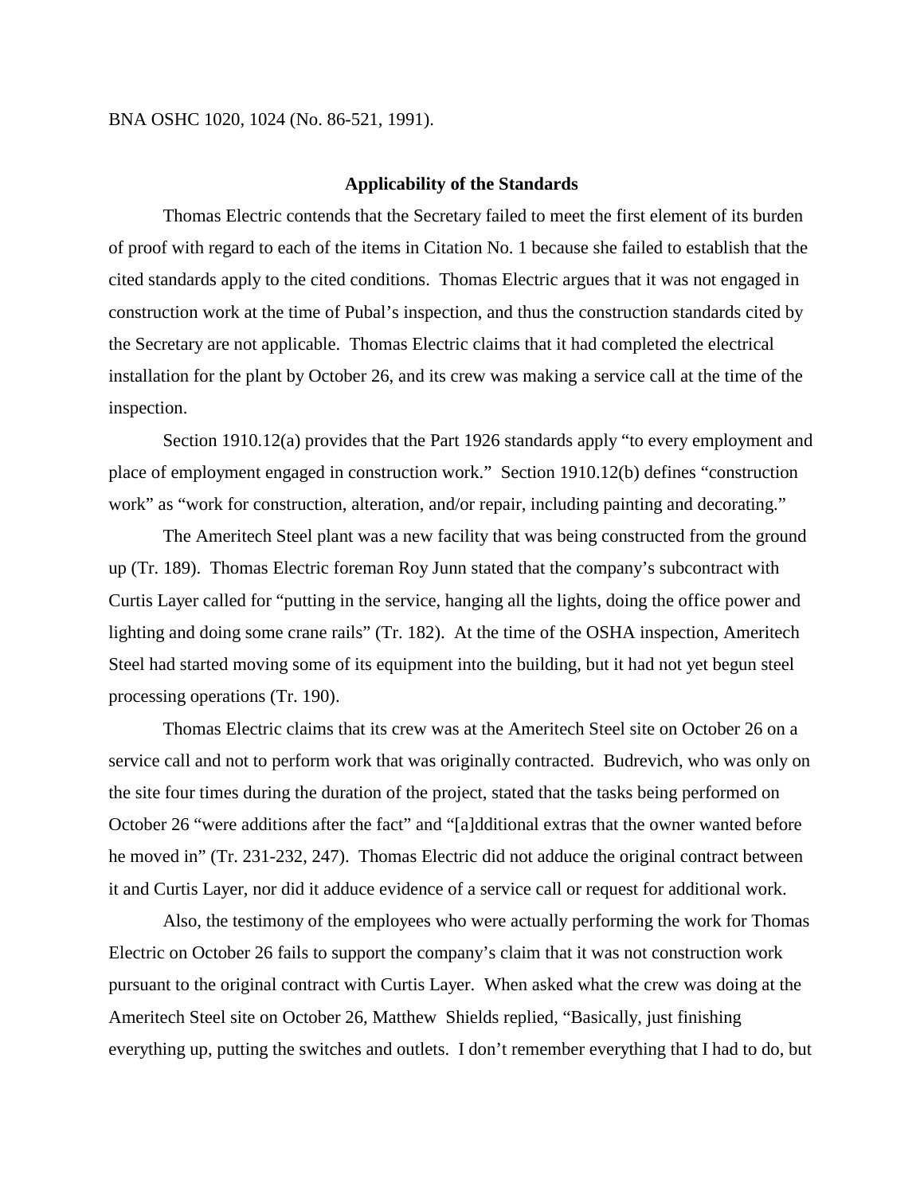BNA OSHC 1020, 1024 (No. 86-521, 1991).

## Applicability of the Standards

Thomas Electric contends that the Secretary failed to meet the first element of its burden of proof with regard to each of the items in Citation No. 1 because she failed to establish that the cited standards apply to the cited conditions. Thomas Electric argues that it was not engaged in construction work at the time of Pubal's inspection, and thus the construction standards cited by the Secretary are not applicable. Thomas Electric claims that it had completed the electrical installation for the plant by October 26, and its crew was making a service call at the time of the inspection.

Section 1910.12(a) provides that the Part 1926 standards apply "to every employment and place of employment engaged in construction work." Section 1910.12(b) defines "construction work" as "work for construction, alteration, and/or repair, including painting and decorating."

The Ameritech Steel plant was a new facility that was being constructed from the ground up (Tr. 189). Thomas Electric foreman Roy Junn stated that the company's subcontract with Curtis Layer called for "putting in the service, hanging all the lights, doing the office power and lighting and doing some crane rails" (Tr. 182). At the time of the OSHA inspection, Ameritech Steel had started moving some of its equipment into the building, but it had not yet begun steel processing operations (Tr. 190).

Thomas Electric claims that its crew was at the Ameritech Steel site on October 26 on a service call and not to perform work that was originally contracted. Budrevich, who was only on the site four times during the duration of the project, stated that the tasks being performed on October 26 "were additions after the fact" and "[a]dditional extras that the owner wanted before he moved in" (Tr. 231-232, 247). Thomas Electric did not adduce the original contract between it and Curtis Layer, nor did it adduce evidence of a service call or request for additional work.

Also, the testimony of the employees who were actually performing the work for Thomas Electric on October 26 fails to support the company's claim that it was not construction work pursuant to the original contract with Curtis Layer. When asked what the crew was doing at the Ameritech Steel site on October 26, Matthew Shields replied, "Basically, just finishing everything up, putting the switches and outlets. I don't remember everything that I had to do, but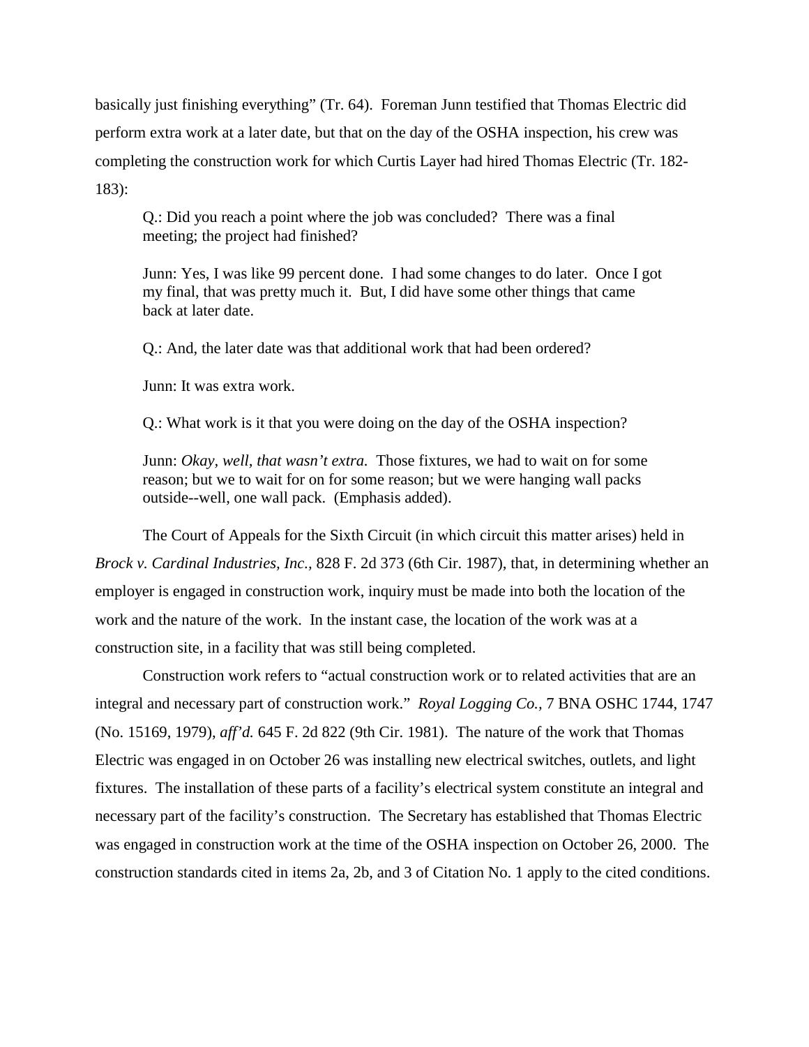basically just finishing everything" (Tr. 64). Foreman Junn testified that Thomas Electric did perform extra work at a later date, but that on the day of the OSHA inspection, his crew was completing the construction work for which Curtis Layer had hired Thomas Electric (Tr. 182-183):

> Q.: Did you reach a point where the job was concluded? There was a final meeting; the project had finished?
>
> Junn: Yes, I was like 99 percent done. I had some changes to do later. Once I got my final, that was pretty much it. But, I did have some other things that came back at later date.
>
> Q.: And, the later date was that additional work that had been ordered?
>
> Junn: It was extra work.
>
> Q.: What work is it that you were doing on the day of the OSHA inspection?
>
> Junn: *Okay, well, that wasn't extra.* Those fixtures, we had to wait on for some reason; but we to wait for on for some reason; but we were hanging wall packs outside--well, one wall pack. (Emphasis added).

The Court of Appeals for the Sixth Circuit (in which circuit this matter arises) held in *Brock v. Cardinal Industries, Inc.,* 828 F. 2d 373 (6th Cir. 1987), that, in determining whether an employer is engaged in construction work, inquiry must be made into both the location of the work and the nature of the work. In the instant case, the location of the work was at a construction site, in a facility that was still being completed.

Construction work refers to "actual construction work or to related activities that are an integral and necessary part of construction work." *Royal Logging Co.,* 7 BNA OSHC 1744, 1747 (No. 15169, 1979), *aff'd.* 645 F. 2d 822 (9th Cir. 1981). The nature of the work that Thomas Electric was engaged in on October 26 was installing new electrical switches, outlets, and light fixtures. The installation of these parts of a facility's electrical system constitute an integral and necessary part of the facility's construction. The Secretary has established that Thomas Electric was engaged in construction work at the time of the OSHA inspection on October 26, 2000. The construction standards cited in items 2a, 2b, and 3 of Citation No. 1 apply to the cited conditions.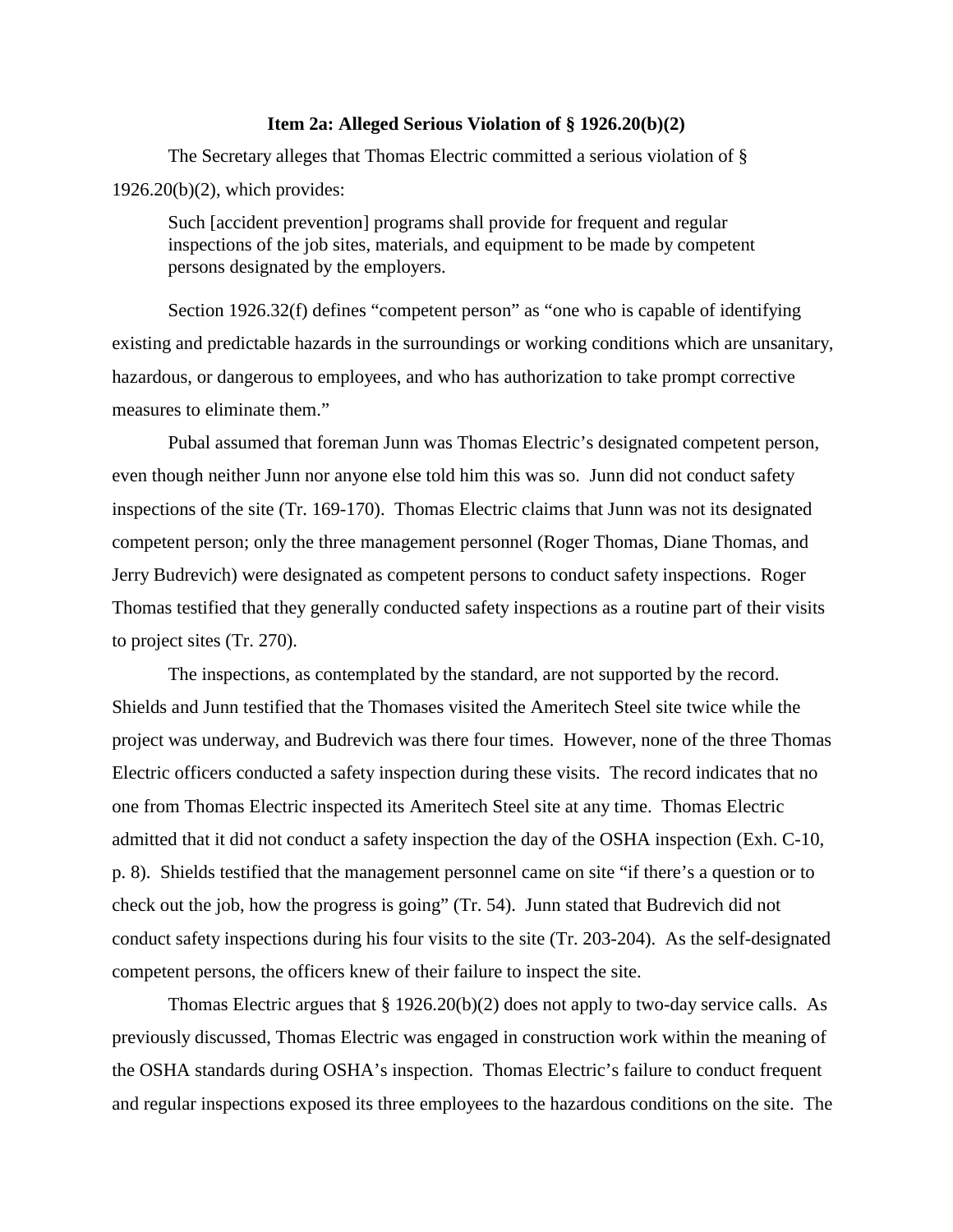### Item 2a: Alleged Serious Violation of § 1926.20(b)(2)

The Secretary alleges that Thomas Electric committed a serious violation of § 1926.20(b)(2), which provides:

> Such [accident prevention] programs shall provide for frequent and regular inspections of the job sites, materials, and equipment to be made by competent persons designated by the employers.

Section 1926.32(f) defines "competent person" as "one who is capable of identifying existing and predictable hazards in the surroundings or working conditions which are unsanitary, hazardous, or dangerous to employees, and who has authorization to take prompt corrective measures to eliminate them."

Pubal assumed that foreman Junn was Thomas Electric's designated competent person, even though neither Junn nor anyone else told him this was so. Junn did not conduct safety inspections of the site (Tr. 169-170). Thomas Electric claims that Junn was not its designated competent person; only the three management personnel (Roger Thomas, Diane Thomas, and Jerry Budrevich) were designated as competent persons to conduct safety inspections. Roger Thomas testified that they generally conducted safety inspections as a routine part of their visits to project sites (Tr. 270).

The inspections, as contemplated by the standard, are not supported by the record. Shields and Junn testified that the Thomases visited the Ameritech Steel site twice while the project was underway, and Budrevich was there four times. However, none of the three Thomas Electric officers conducted a safety inspection during these visits. The record indicates that no one from Thomas Electric inspected its Ameritech Steel site at any time. Thomas Electric admitted that it did not conduct a safety inspection the day of the OSHA inspection (Exh. C-10, p. 8). Shields testified that the management personnel came on site "if there's a question or to check out the job, how the progress is going" (Tr. 54). Junn stated that Budrevich did not conduct safety inspections during his four visits to the site (Tr. 203-204). As the self-designated competent persons, the officers knew of their failure to inspect the site.

Thomas Electric argues that § 1926.20(b)(2) does not apply to two-day service calls. As previously discussed, Thomas Electric was engaged in construction work within the meaning of the OSHA standards during OSHA's inspection. Thomas Electric's failure to conduct frequent and regular inspections exposed its three employees to the hazardous conditions on the site. The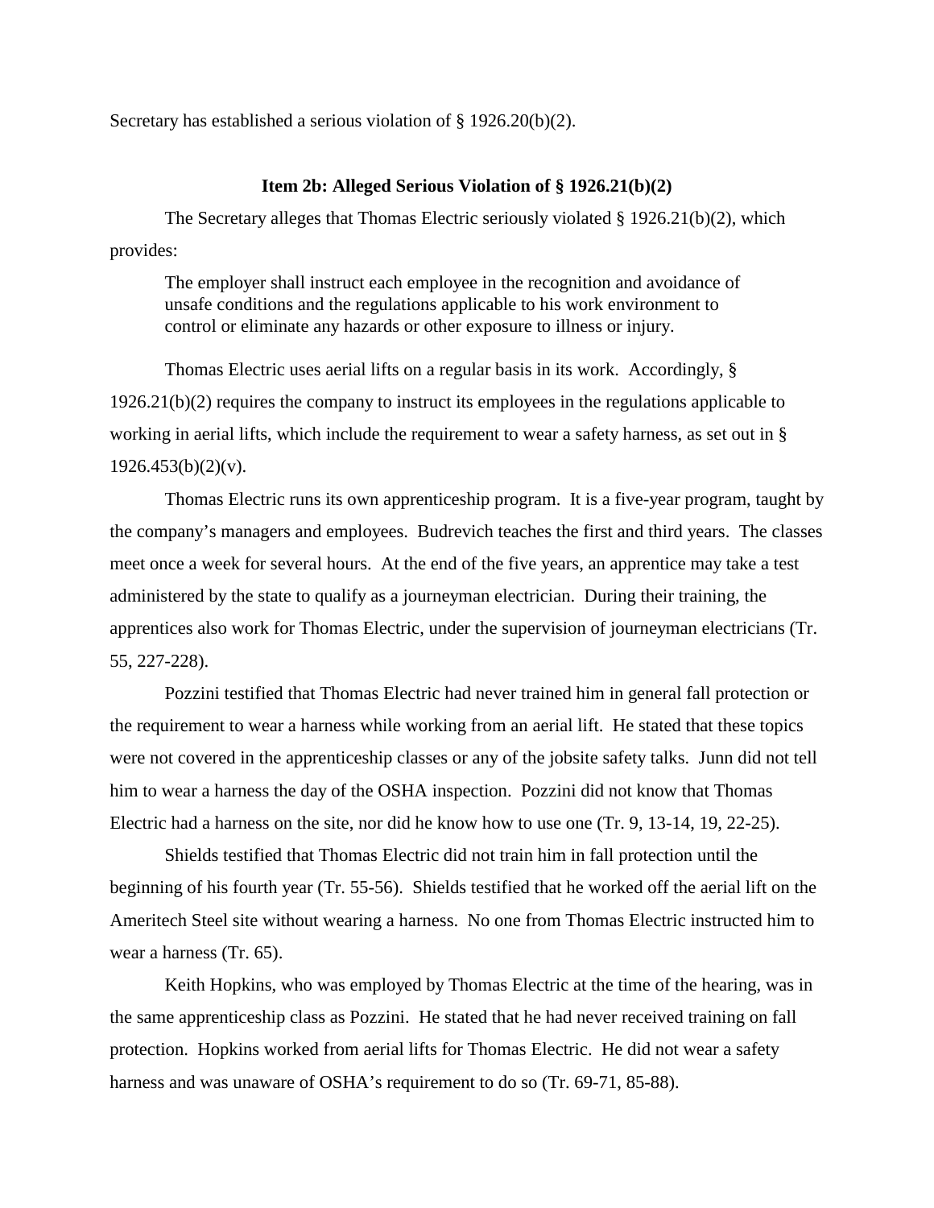Secretary has established a serious violation of § 1926.20(b)(2).

**Item 2b: Alleged Serious Violation of § 1926.21(b)(2)**

The Secretary alleges that Thomas Electric seriously violated § 1926.21(b)(2), which provides:

> The employer shall instruct each employee in the recognition and avoidance of unsafe conditions and the regulations applicable to his work environment to control or eliminate any hazards or other exposure to illness or injury.

Thomas Electric uses aerial lifts on a regular basis in its work. Accordingly, § 1926.21(b)(2) requires the company to instruct its employees in the regulations applicable to working in aerial lifts, which include the requirement to wear a safety harness, as set out in § 1926.453(b)(2)(v).

Thomas Electric runs its own apprenticeship program. It is a five-year program, taught by the company's managers and employees. Budrevich teaches the first and third years. The classes meet once a week for several hours. At the end of the five years, an apprentice may take a test administered by the state to qualify as a journeyman electrician. During their training, the apprentices also work for Thomas Electric, under the supervision of journeyman electricians (Tr. 55, 227-228).

Pozzini testified that Thomas Electric had never trained him in general fall protection or the requirement to wear a harness while working from an aerial lift. He stated that these topics were not covered in the apprenticeship classes or any of the jobsite safety talks. Junn did not tell him to wear a harness the day of the OSHA inspection. Pozzini did not know that Thomas Electric had a harness on the site, nor did he know how to use one (Tr. 9, 13-14, 19, 22-25).

Shields testified that Thomas Electric did not train him in fall protection until the beginning of his fourth year (Tr. 55-56). Shields testified that he worked off the aerial lift on the Ameritech Steel site without wearing a harness. No one from Thomas Electric instructed him to wear a harness (Tr. 65).

Keith Hopkins, who was employed by Thomas Electric at the time of the hearing, was in the same apprenticeship class as Pozzini. He stated that he had never received training on fall protection. Hopkins worked from aerial lifts for Thomas Electric. He did not wear a safety harness and was unaware of OSHA's requirement to do so (Tr. 69-71, 85-88).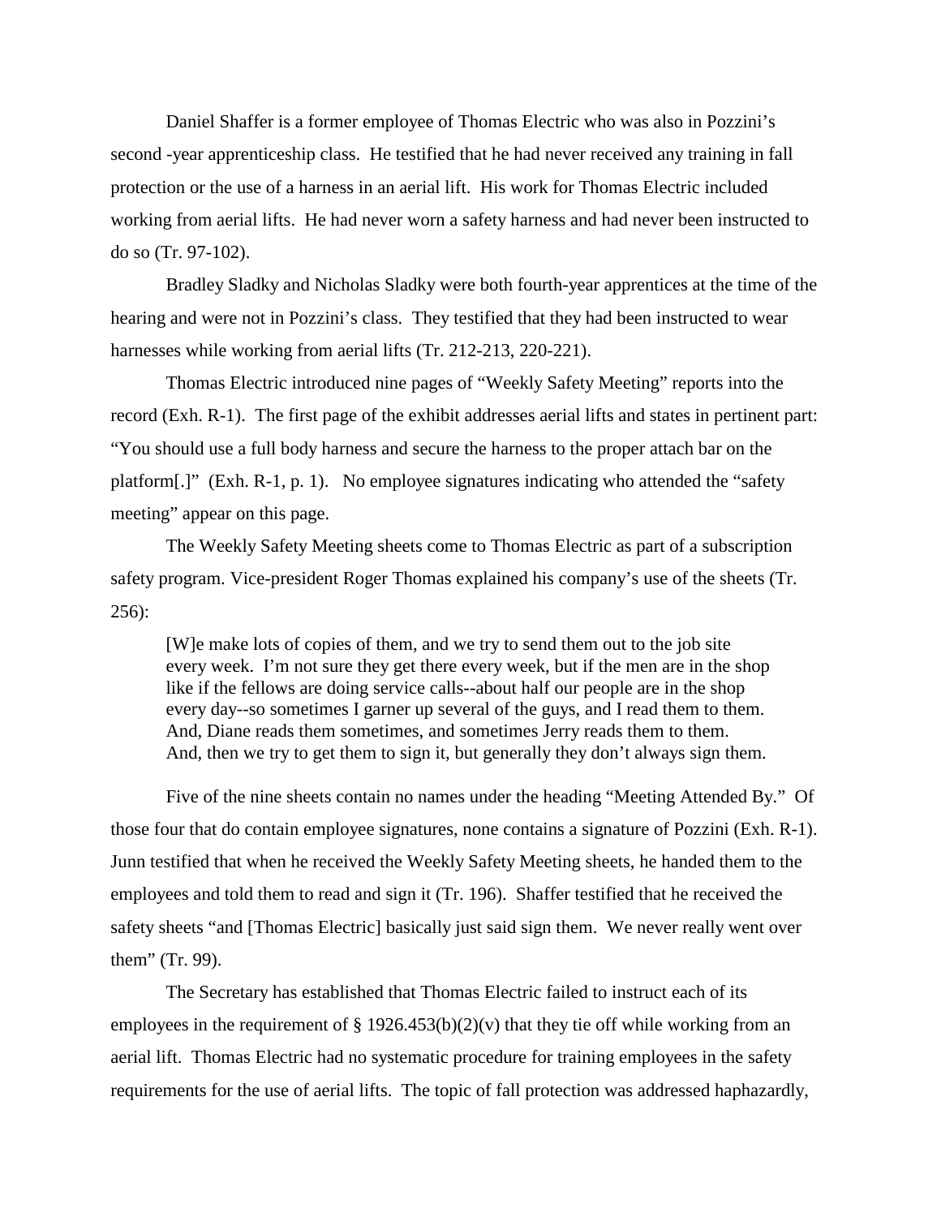Daniel Shaffer is a former employee of Thomas Electric who was also in Pozzini's second -year apprenticeship class. He testified that he had never received any training in fall protection or the use of a harness in an aerial lift. His work for Thomas Electric included working from aerial lifts. He had never worn a safety harness and had never been instructed to do so (Tr. 97-102).

Bradley Sladky and Nicholas Sladky were both fourth-year apprentices at the time of the hearing and were not in Pozzini's class. They testified that they had been instructed to wear harnesses while working from aerial lifts (Tr. 212-213, 220-221).

Thomas Electric introduced nine pages of "Weekly Safety Meeting" reports into the record (Exh. R-1). The first page of the exhibit addresses aerial lifts and states in pertinent part: "You should use a full body harness and secure the harness to the proper attach bar on the platform[.]" (Exh. R-1, p. 1). No employee signatures indicating who attended the "safety meeting" appear on this page.

The Weekly Safety Meeting sheets come to Thomas Electric as part of a subscription safety program. Vice-president Roger Thomas explained his company's use of the sheets (Tr. 256):

> [W]e make lots of copies of them, and we try to send them out to the job site every week. I'm not sure they get there every week, but if the men are in the shop like if the fellows are doing service calls--about half our people are in the shop every day--so sometimes I garner up several of the guys, and I read them to them. And, Diane reads them sometimes, and sometimes Jerry reads them to them. And, then we try to get them to sign it, but generally they don't always sign them.

Five of the nine sheets contain no names under the heading "Meeting Attended By." Of those four that do contain employee signatures, none contains a signature of Pozzini (Exh. R-1). Junn testified that when he received the Weekly Safety Meeting sheets, he handed them to the employees and told them to read and sign it (Tr. 196). Shaffer testified that he received the safety sheets "and [Thomas Electric] basically just said sign them. We never really went over them" (Tr. 99).

The Secretary has established that Thomas Electric failed to instruct each of its employees in the requirement of § 1926.453(b)(2)(v) that they tie off while working from an aerial lift. Thomas Electric had no systematic procedure for training employees in the safety requirements for the use of aerial lifts. The topic of fall protection was addressed haphazardly,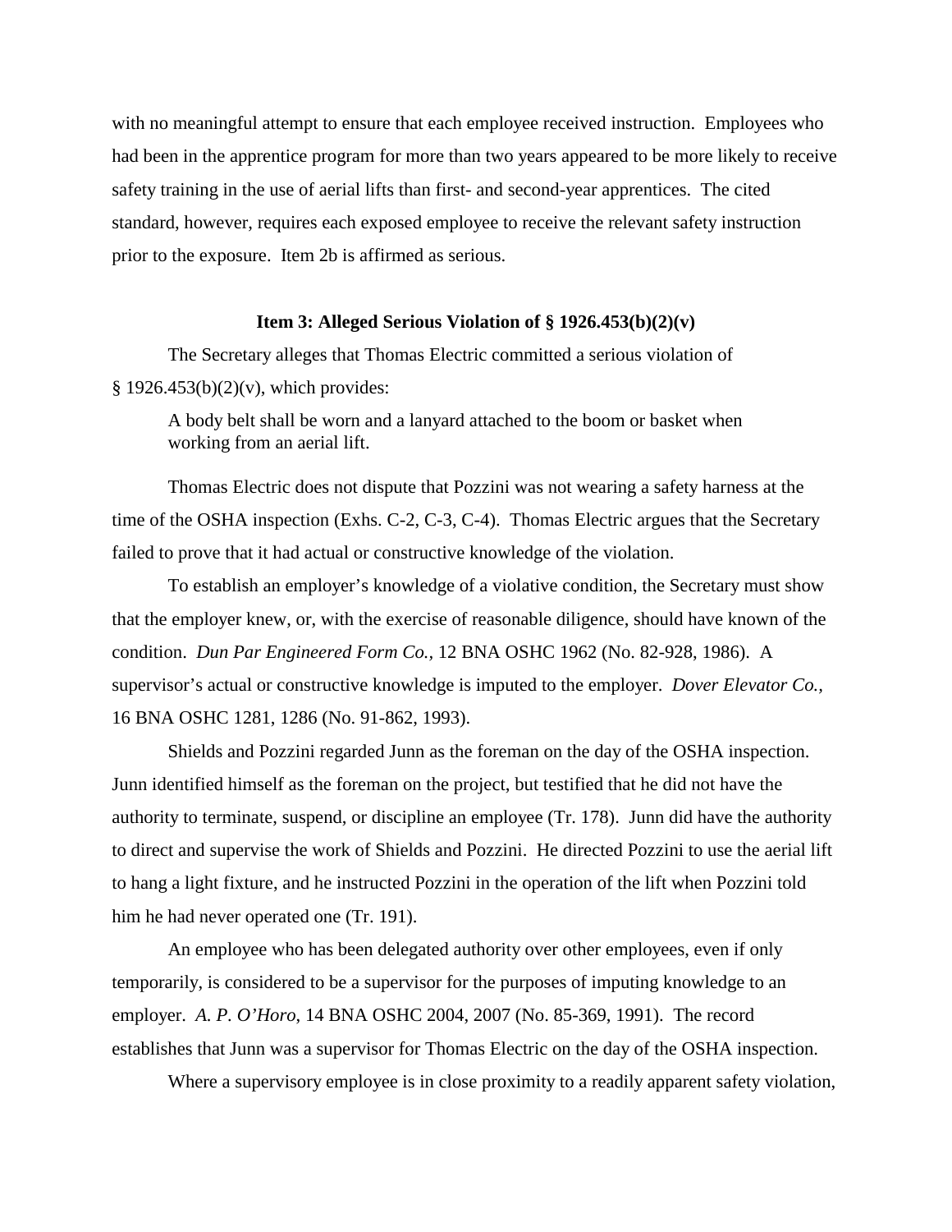with no meaningful attempt to ensure that each employee received instruction. Employees who had been in the apprentice program for more than two years appeared to be more likely to receive safety training in the use of aerial lifts than first- and second-year apprentices. The cited standard, however, requires each exposed employee to receive the relevant safety instruction prior to the exposure. Item 2b is affirmed as serious.

### Item 3: Alleged Serious Violation of § 1926.453(b)(2)(v)

The Secretary alleges that Thomas Electric committed a serious violation of § 1926.453(b)(2)(v), which provides:

> A body belt shall be worn and a lanyard attached to the boom or basket when working from an aerial lift.

Thomas Electric does not dispute that Pozzini was not wearing a safety harness at the time of the OSHA inspection (Exhs. C-2, C-3, C-4). Thomas Electric argues that the Secretary failed to prove that it had actual or constructive knowledge of the violation.

To establish an employer's knowledge of a violative condition, the Secretary must show that the employer knew, or, with the exercise of reasonable diligence, should have known of the condition. *Dun Par Engineered Form Co.,* 12 BNA OSHC 1962 (No. 82-928, 1986). A supervisor's actual or constructive knowledge is imputed to the employer. *Dover Elevator Co.,* 16 BNA OSHC 1281, 1286 (No. 91-862, 1993).

Shields and Pozzini regarded Junn as the foreman on the day of the OSHA inspection. Junn identified himself as the foreman on the project, but testified that he did not have the authority to terminate, suspend, or discipline an employee (Tr. 178). Junn did have the authority to direct and supervise the work of Shields and Pozzini. He directed Pozzini to use the aerial lift to hang a light fixture, and he instructed Pozzini in the operation of the lift when Pozzini told him he had never operated one (Tr. 191).

An employee who has been delegated authority over other employees, even if only temporarily, is considered to be a supervisor for the purposes of imputing knowledge to an employer. *A. P. O'Horo,* 14 BNA OSHC 2004, 2007 (No. 85-369, 1991). The record establishes that Junn was a supervisor for Thomas Electric on the day of the OSHA inspection.

Where a supervisory employee is in close proximity to a readily apparent safety violation,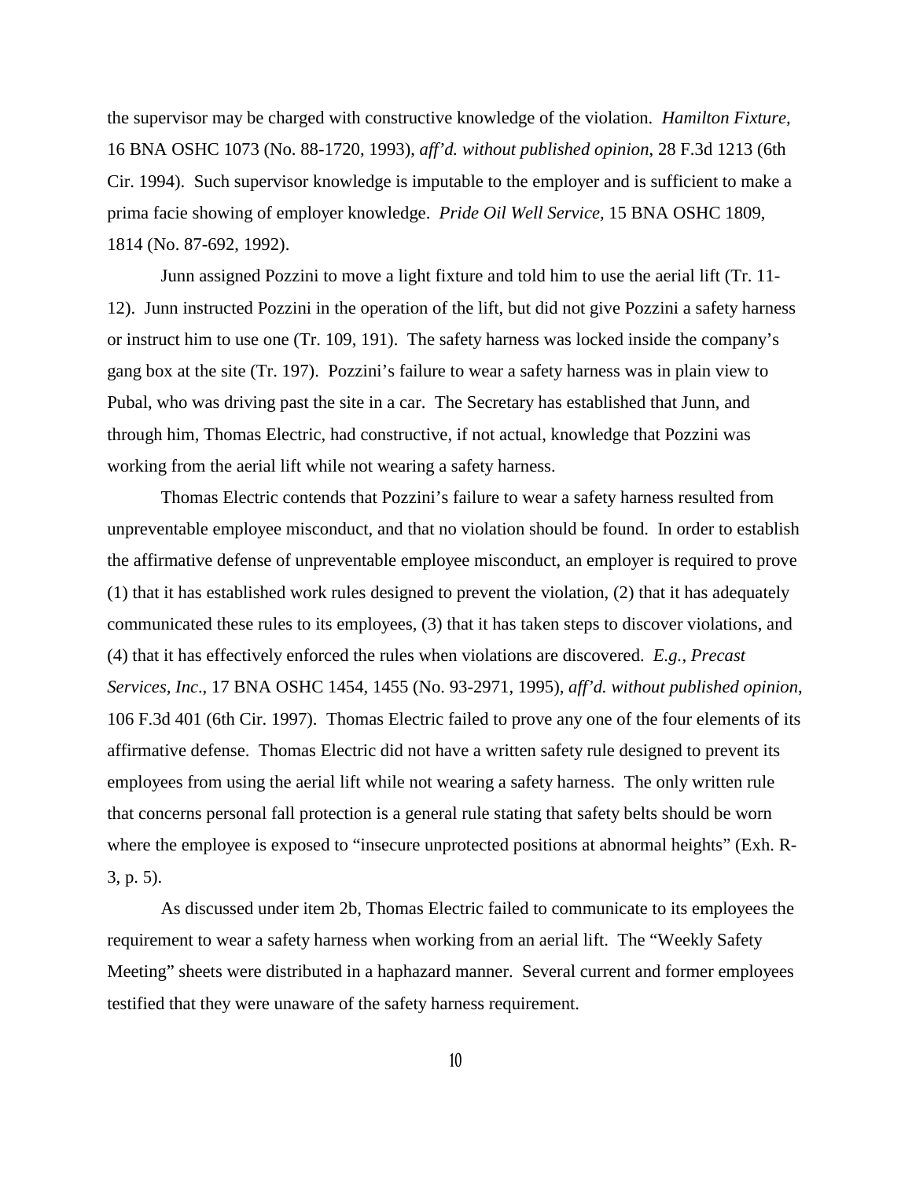the supervisor may be charged with constructive knowledge of the violation. *Hamilton Fixture*, 16 BNA OSHC 1073 (No. 88-1720, 1993), *aff'd. without published opinion*, 28 F.3d 1213 (6th Cir. 1994). Such supervisor knowledge is imputable to the employer and is sufficient to make a prima facie showing of employer knowledge. *Pride Oil Well Service*, 15 BNA OSHC 1809, 1814 (No. 87-692, 1992).

Junn assigned Pozzini to move a light fixture and told him to use the aerial lift (Tr. 11-12). Junn instructed Pozzini in the operation of the lift, but did not give Pozzini a safety harness or instruct him to use one (Tr. 109, 191). The safety harness was locked inside the company's gang box at the site (Tr. 197). Pozzini's failure to wear a safety harness was in plain view to Pubal, who was driving past the site in a car. The Secretary has established that Junn, and through him, Thomas Electric, had constructive, if not actual, knowledge that Pozzini was working from the aerial lift while not wearing a safety harness.

Thomas Electric contends that Pozzini's failure to wear a safety harness resulted from unpreventable employee misconduct, and that no violation should be found. In order to establish the affirmative defense of unpreventable employee misconduct, an employer is required to prove (1) that it has established work rules designed to prevent the violation, (2) that it has adequately communicated these rules to its employees, (3) that it has taken steps to discover violations, and (4) that it has effectively enforced the rules when violations are discovered. *E.g.*, *Precast Services, Inc*., 17 BNA OSHC 1454, 1455 (No. 93-2971, 1995), *aff'd. without published opinion*, 106 F.3d 401 (6th Cir. 1997). Thomas Electric failed to prove any one of the four elements of its affirmative defense. Thomas Electric did not have a written safety rule designed to prevent its employees from using the aerial lift while not wearing a safety harness. The only written rule that concerns personal fall protection is a general rule stating that safety belts should be worn where the employee is exposed to "insecure unprotected positions at abnormal heights" (Exh. R-3, p. 5).

As discussed under item 2b, Thomas Electric failed to communicate to its employees the requirement to wear a safety harness when working from an aerial lift. The "Weekly Safety Meeting" sheets were distributed in a haphazard manner. Several current and former employees testified that they were unaware of the safety harness requirement.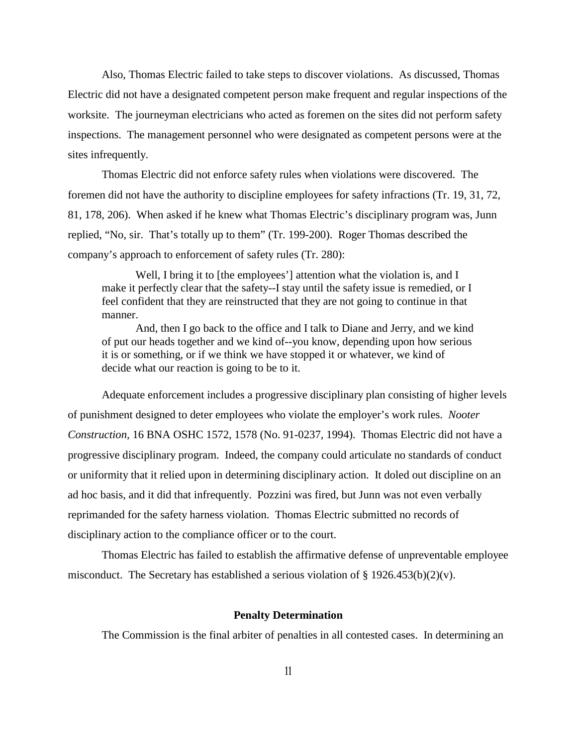Also, Thomas Electric failed to take steps to discover violations. As discussed, Thomas Electric did not have a designated competent person make frequent and regular inspections of the worksite. The journeyman electricians who acted as foremen on the sites did not perform safety inspections. The management personnel who were designated as competent persons were at the sites infrequently.

Thomas Electric did not enforce safety rules when violations were discovered. The foremen did not have the authority to discipline employees for safety infractions (Tr. 19, 31, 72, 81, 178, 206). When asked if he knew what Thomas Electric's disciplinary program was, Junn replied, "No, sir. That's totally up to them" (Tr. 199-200). Roger Thomas described the company's approach to enforcement of safety rules (Tr. 280):

> Well, I bring it to [the employees'] attention what the violation is, and I make it perfectly clear that the safety--I stay until the safety issue is remedied, or I feel confident that they are reinstructed that they are not going to continue in that manner.
>
> And, then I go back to the office and I talk to Diane and Jerry, and we kind of put our heads together and we kind of--you know, depending upon how serious it is or something, or if we think we have stopped it or whatever, we kind of decide what our reaction is going to be to it.

Adequate enforcement includes a progressive disciplinary plan consisting of higher levels of punishment designed to deter employees who violate the employer's work rules. *Nooter Construction,* 16 BNA OSHC 1572, 1578 (No. 91-0237, 1994). Thomas Electric did not have a progressive disciplinary program. Indeed, the company could articulate no standards of conduct or uniformity that it relied upon in determining disciplinary action. It doled out discipline on an ad hoc basis, and it did that infrequently. Pozzini was fired, but Junn was not even verbally reprimanded for the safety harness violation. Thomas Electric submitted no records of disciplinary action to the compliance officer or to the court.

Thomas Electric has failed to establish the affirmative defense of unpreventable employee misconduct. The Secretary has established a serious violation of § 1926.453(b)(2)(v).

**Penalty Determination**

The Commission is the final arbiter of penalties in all contested cases. In determining an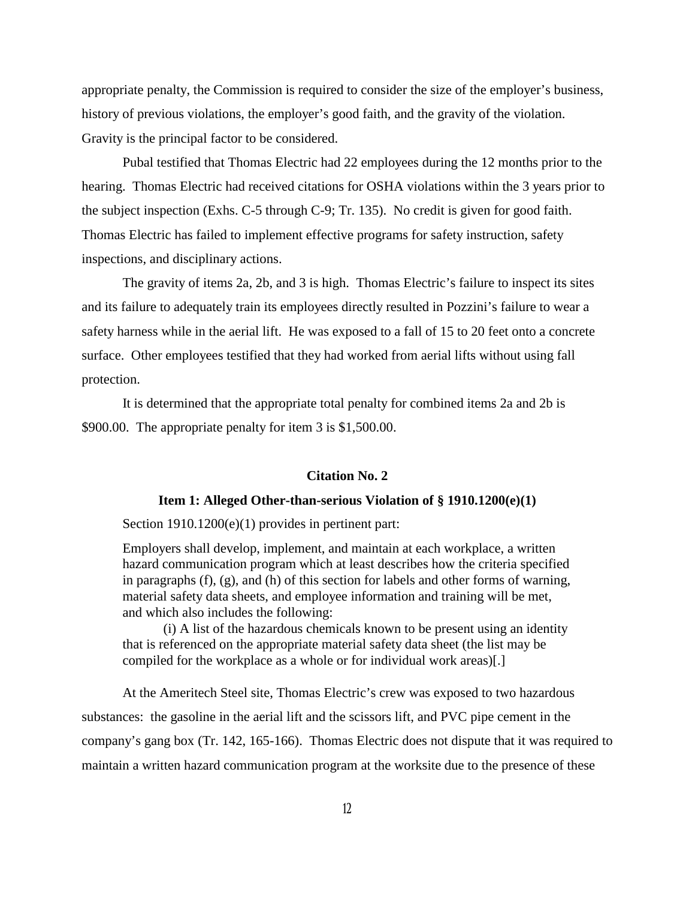appropriate penalty, the Commission is required to consider the size of the employer's business, history of previous violations, the employer's good faith, and the gravity of the violation. Gravity is the principal factor to be considered.

Pubal testified that Thomas Electric had 22 employees during the 12 months prior to the hearing. Thomas Electric had received citations for OSHA violations within the 3 years prior to the subject inspection (Exhs. C-5 through C-9; Tr. 135). No credit is given for good faith. Thomas Electric has failed to implement effective programs for safety instruction, safety inspections, and disciplinary actions.

The gravity of items 2a, 2b, and 3 is high. Thomas Electric's failure to inspect its sites and its failure to adequately train its employees directly resulted in Pozzini's failure to wear a safety harness while in the aerial lift. He was exposed to a fall of 15 to 20 feet onto a concrete surface. Other employees testified that they had worked from aerial lifts without using fall protection.

It is determined that the appropriate total penalty for combined items 2a and 2b is $900.00. The appropriate penalty for item 3 is $1,500.00.

## Citation No. 2

### Item 1: Alleged Other-than-serious Violation of § 1910.1200(e)(1)

Section 1910.1200(e)(1) provides in pertinent part:

> Employers shall develop, implement, and maintain at each workplace, a written hazard communication program which at least describes how the criteria specified in paragraphs (f), (g), and (h) of this section for labels and other forms of warning, material safety data sheets, and employee information and training will be met, and which also includes the following:
>
> (i) A list of the hazardous chemicals known to be present using an identity that is referenced on the appropriate material safety data sheet (the list may be compiled for the workplace as a whole or for individual work areas)[.]

At the Ameritech Steel site, Thomas Electric's crew was exposed to two hazardous substances: the gasoline in the aerial lift and the scissors lift, and PVC pipe cement in the company's gang box (Tr. 142, 165-166). Thomas Electric does not dispute that it was required to maintain a written hazard communication program at the worksite due to the presence of these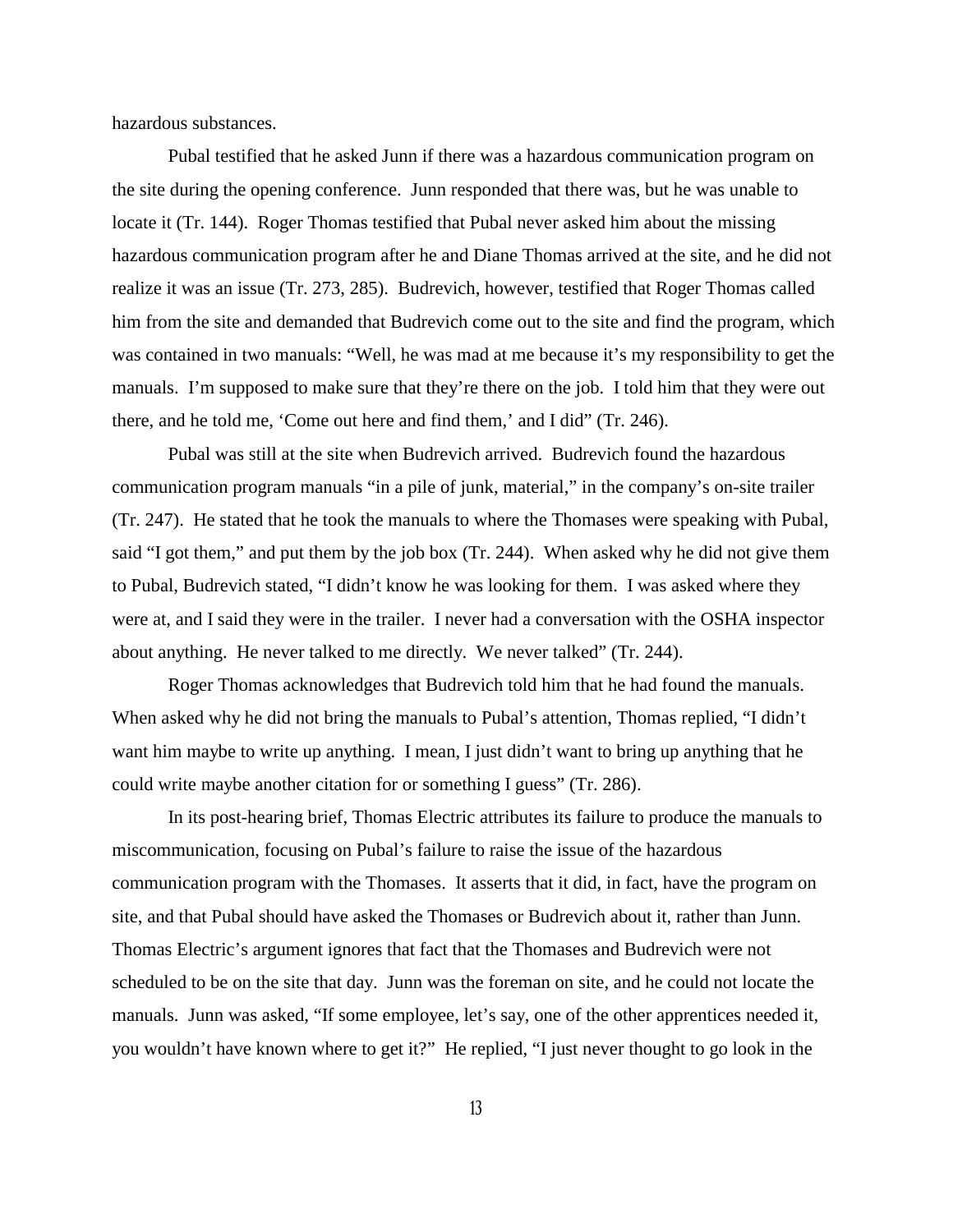hazardous substances.

Pubal testified that he asked Junn if there was a hazardous communication program on the site during the opening conference. Junn responded that there was, but he was unable to locate it (Tr. 144). Roger Thomas testified that Pubal never asked him about the missing hazardous communication program after he and Diane Thomas arrived at the site, and he did not realize it was an issue (Tr. 273, 285). Budrevich, however, testified that Roger Thomas called him from the site and demanded that Budrevich come out to the site and find the program, which was contained in two manuals: "Well, he was mad at me because it's my responsibility to get the manuals. I'm supposed to make sure that they're there on the job. I told him that they were out there, and he told me, 'Come out here and find them,' and I did" (Tr. 246).

Pubal was still at the site when Budrevich arrived. Budrevich found the hazardous communication program manuals "in a pile of junk, material," in the company's on-site trailer (Tr. 247). He stated that he took the manuals to where the Thomases were speaking with Pubal, said "I got them," and put them by the job box (Tr. 244). When asked why he did not give them to Pubal, Budrevich stated, "I didn't know he was looking for them. I was asked where they were at, and I said they were in the trailer. I never had a conversation with the OSHA inspector about anything. He never talked to me directly. We never talked" (Tr. 244).

Roger Thomas acknowledges that Budrevich told him that he had found the manuals. When asked why he did not bring the manuals to Pubal's attention, Thomas replied, "I didn't want him maybe to write up anything. I mean, I just didn't want to bring up anything that he could write maybe another citation for or something I guess" (Tr. 286).

In its post-hearing brief, Thomas Electric attributes its failure to produce the manuals to miscommunication, focusing on Pubal's failure to raise the issue of the hazardous communication program with the Thomases. It asserts that it did, in fact, have the program on site, and that Pubal should have asked the Thomases or Budrevich about it, rather than Junn. Thomas Electric's argument ignores that fact that the Thomases and Budrevich were not scheduled to be on the site that day. Junn was the foreman on site, and he could not locate the manuals. Junn was asked, "If some employee, let's say, one of the other apprentices needed it, you wouldn't have known where to get it?" He replied, "I just never thought to go look in the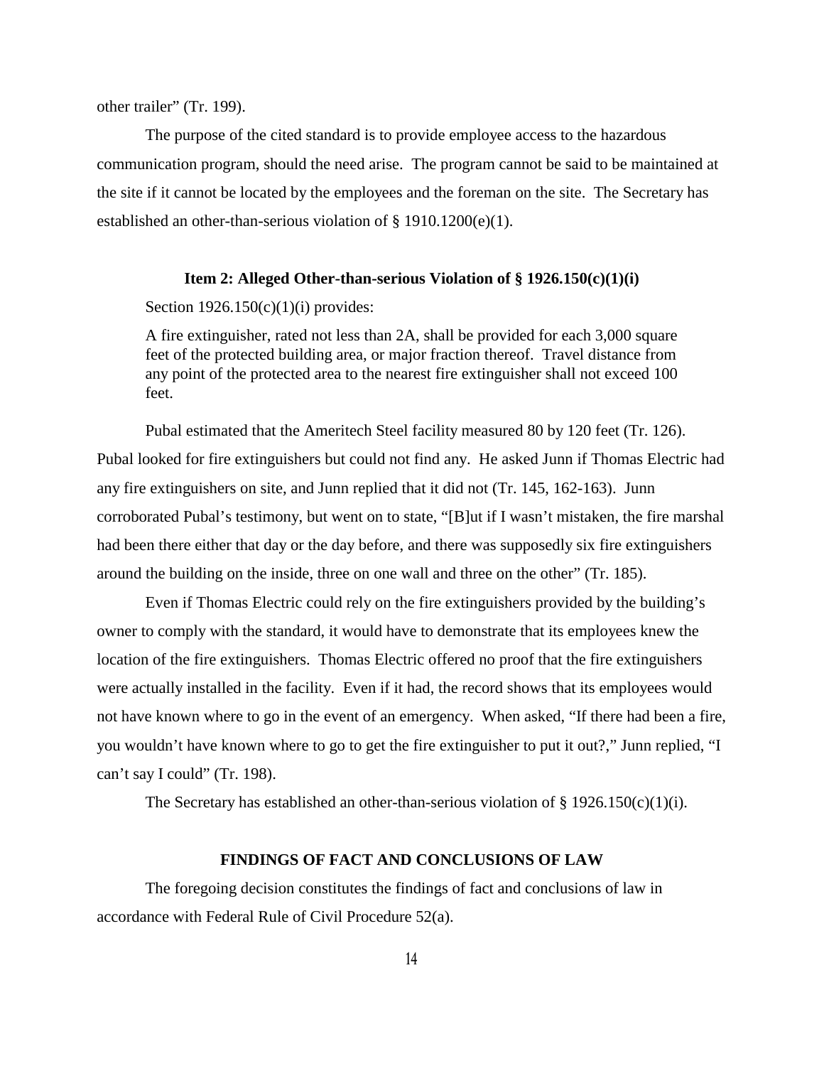other trailer" (Tr. 199).

The purpose of the cited standard is to provide employee access to the hazardous communication program, should the need arise. The program cannot be said to be maintained at the site if it cannot be located by the employees and the foreman on the site. The Secretary has established an other-than-serious violation of § 1910.1200(e)(1).

### Item 2: Alleged Other-than-serious Violation of § 1926.150(c)(1)(i)

Section 1926.150(c)(1)(i) provides:

> A fire extinguisher, rated not less than 2A, shall be provided for each 3,000 square feet of the protected building area, or major fraction thereof. Travel distance from any point of the protected area to the nearest fire extinguisher shall not exceed 100 feet.

Pubal estimated that the Ameritech Steel facility measured 80 by 120 feet (Tr. 126). Pubal looked for fire extinguishers but could not find any. He asked Junn if Thomas Electric had any fire extinguishers on site, and Junn replied that it did not (Tr. 145, 162-163). Junn corroborated Pubal's testimony, but went on to state, "[B]ut if I wasn't mistaken, the fire marshal had been there either that day or the day before, and there was supposedly six fire extinguishers around the building on the inside, three on one wall and three on the other" (Tr. 185).

Even if Thomas Electric could rely on the fire extinguishers provided by the building's owner to comply with the standard, it would have to demonstrate that its employees knew the location of the fire extinguishers. Thomas Electric offered no proof that the fire extinguishers were actually installed in the facility. Even if it had, the record shows that its employees would not have known where to go in the event of an emergency. When asked, "If there had been a fire, you wouldn't have known where to go to get the fire extinguisher to put it out?," Junn replied, "I can't say I could" (Tr. 198).

The Secretary has established an other-than-serious violation of § 1926.150(c)(1)(i).

## FINDINGS OF FACT AND CONCLUSIONS OF LAW

The foregoing decision constitutes the findings of fact and conclusions of law in accordance with Federal Rule of Civil Procedure 52(a).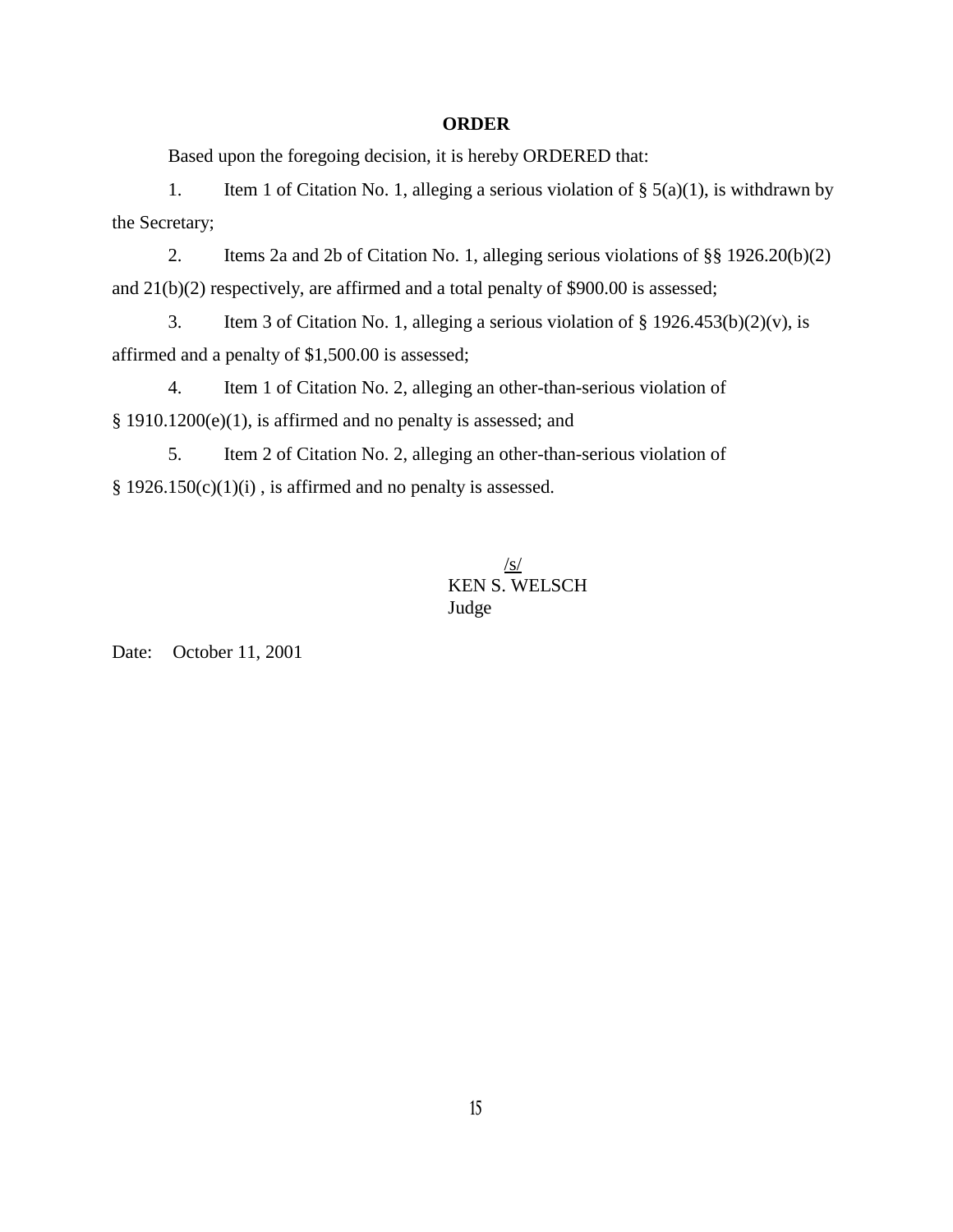**ORDER**

Based upon the foregoing decision, it is hereby ORDERED that:

1. Item 1 of Citation No. 1, alleging a serious violation of § 5(a)(1), is withdrawn by the Secretary;

2. Items 2a and 2b of Citation No. 1, alleging serious violations of §§ 1926.20(b)(2) and 21(b)(2) respectively, are affirmed and a total penalty of $900.00 is assessed;

3. Item 3 of Citation No. 1, alleging a serious violation of § 1926.453(b)(2)(v), is affirmed and a penalty of $1,500.00 is assessed;

4. Item 1 of Citation No. 2, alleging an other-than-serious violation of § 1910.1200(e)(1), is affirmed and no penalty is assessed; and

5. Item 2 of Citation No. 2, alleging an other-than-serious violation of § 1926.150(c)(1)(i) , is affirmed and no penalty is assessed.

/s/
KEN S. WELSCH
Judge

Date: October 11, 2001